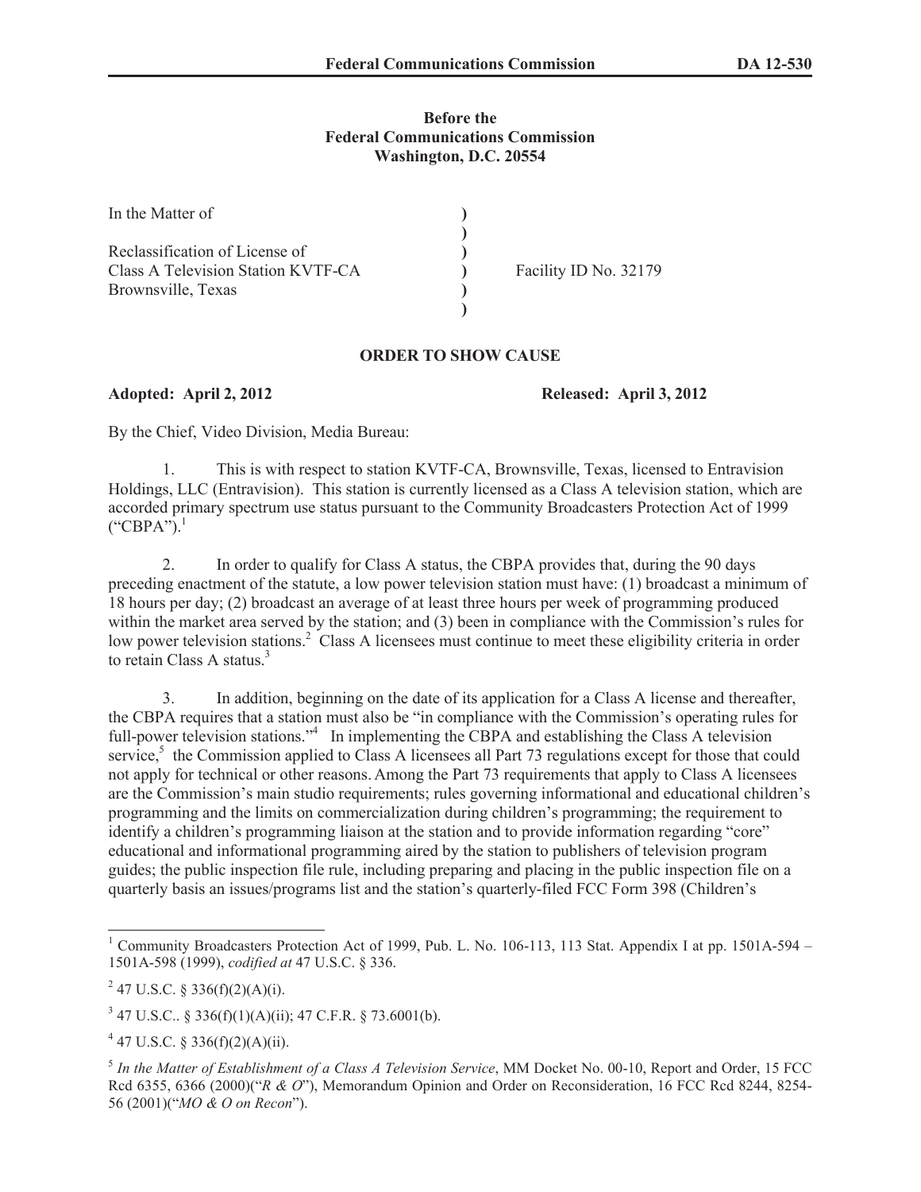**Before the**
**Federal Communications Commission**
**Washington, D.C. 20554**

| | | |
|---|---|---|
| In the Matter of | ) | |
| | ) | |
| Reclassification of License of | ) | |
| Class A Television Station KVTF-CA | ) | Facility ID No. 32179 |
| Brownsville, Texas | ) | |
| | ) | |

**ORDER TO SHOW CAUSE**

**Adopted: April 2, 2012** **Released: April 3, 2012**

By the Chief, Video Division, Media Bureau:

1. This is with respect to station KVTF-CA, Brownsville, Texas, licensed to Entravision Holdings, LLC (Entravision). This station is currently licensed as a Class A television station, which are accorded primary spectrum use status pursuant to the Community Broadcasters Protection Act of 1999 ("CBPA").[1]

2. In order to qualify for Class A status, the CBPA provides that, during the 90 days preceding enactment of the statute, a low power television station must have: (1) broadcast a minimum of 18 hours per day; (2) broadcast an average of at least three hours per week of programming produced within the market area served by the station; and (3) been in compliance with the Commission's rules for low power television stations.[2] Class A licensees must continue to meet these eligibility criteria in order to retain Class A status.[3]

3. In addition, beginning on the date of its application for a Class A license and thereafter, the CBPA requires that a station must also be "in compliance with the Commission's operating rules for full-power television stations."[4] In implementing the CBPA and establishing the Class A television service,[5] the Commission applied to Class A licensees all Part 73 regulations except for those that could not apply for technical or other reasons. Among the Part 73 requirements that apply to Class A licensees are the Commission's main studio requirements; rules governing informational and educational children's programming and the limits on commercialization during children's programming; the requirement to identify a children's programming liaison at the station and to provide information regarding "core" educational and informational programming aired by the station to publishers of television program guides; the public inspection file rule, including preparing and placing in the public inspection file on a quarterly basis an issues/programs list and the station's quarterly-filed FCC Form 398 (Children's

---

[1] Community Broadcasters Protection Act of 1999, Pub. L. No. 106-113, 113 Stat. Appendix I at pp. 1501A-594 – 1501A-598 (1999), *codified at* 47 U.S.C. § 336.

[2] 47 U.S.C. § 336(f)(2)(A)(i).

[3] 47 U.S.C.. § 336(f)(1)(A)(ii); 47 C.F.R. § 73.6001(b).

[4] 47 U.S.C. § 336(f)(2)(A)(ii).

[5] *In the Matter of Establishment of a Class A Television Service*, MM Docket No. 00-10, Report and Order, 15 FCC Rcd 6355, 6366 (2000)("*R & O*"), Memorandum Opinion and Order on Reconsideration, 16 FCC Rcd 8244, 8254-56 (2001)("*MO & O on Recon*").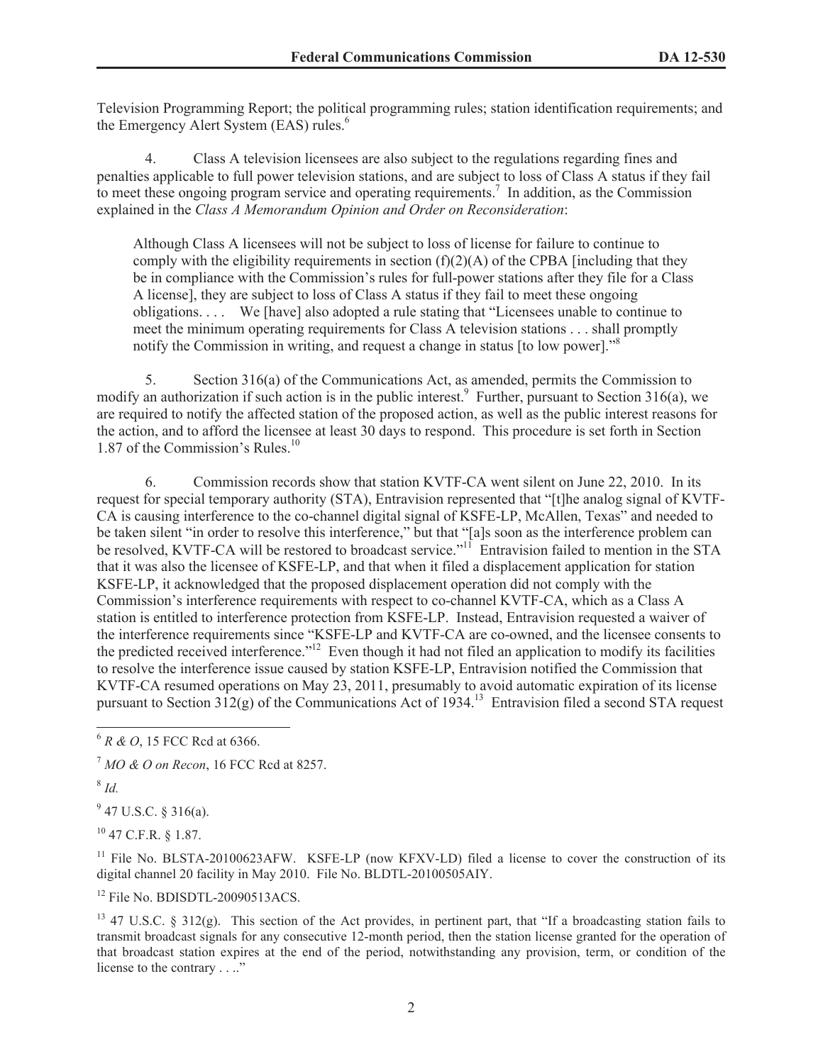Television Programming Report; the political programming rules; station identification requirements; and the Emergency Alert System (EAS) rules.[6]

4. Class A television licensees are also subject to the regulations regarding fines and penalties applicable to full power television stations, and are subject to loss of Class A status if they fail to meet these ongoing program service and operating requirements.[7] In addition, as the Commission explained in the *Class A Memorandum Opinion and Order on Reconsideration*:

> Although Class A licensees will not be subject to loss of license for failure to continue to comply with the eligibility requirements in section (f)(2)(A) of the CPBA [including that they be in compliance with the Commission's rules for full-power stations after they file for a Class A license], they are subject to loss of Class A status if they fail to meet these ongoing obligations. . . . We [have] also adopted a rule stating that "Licensees unable to continue to meet the minimum operating requirements for Class A television stations . . . shall promptly notify the Commission in writing, and request a change in status [to low power]."[8]

5. Section 316(a) of the Communications Act, as amended, permits the Commission to modify an authorization if such action is in the public interest.[9] Further, pursuant to Section 316(a), we are required to notify the affected station of the proposed action, as well as the public interest reasons for the action, and to afford the licensee at least 30 days to respond. This procedure is set forth in Section 1.87 of the Commission's Rules.[10]

6. Commission records show that station KVTF-CA went silent on June 22, 2010. In its request for special temporary authority (STA), Entravision represented that "[t]he analog signal of KVTF-CA is causing interference to the co-channel digital signal of KSFE-LP, McAllen, Texas" and needed to be taken silent "in order to resolve this interference," but that "[a]s soon as the interference problem can be resolved, KVTF-CA will be restored to broadcast service."[11] Entravision failed to mention in the STA that it was also the licensee of KSFE-LP, and that when it filed a displacement application for station KSFE-LP, it acknowledged that the proposed displacement operation did not comply with the Commission's interference requirements with respect to co-channel KVTF-CA, which as a Class A station is entitled to interference protection from KSFE-LP. Instead, Entravision requested a waiver of the interference requirements since "KSFE-LP and KVTF-CA are co-owned, and the licensee consents to the predicted received interference."[12] Even though it had not filed an application to modify its facilities to resolve the interference issue caused by station KSFE-LP, Entravision notified the Commission that KVTF-CA resumed operations on May 23, 2011, presumably to avoid automatic expiration of its license pursuant to Section 312(g) of the Communications Act of 1934.[13] Entravision filed a second STA request

---

[6] *R & O*, 15 FCC Rcd at 6366.

[7] *MO & O on Recon*, 16 FCC Rcd at 8257.

[8] *Id.*

[9] 47 U.S.C. § 316(a).

[10] 47 C.F.R. § 1.87.

[11] File No. BLSTA-20100623AFW. KSFE-LP (now KFXV-LD) filed a license to cover the construction of its digital channel 20 facility in May 2010. File No. BLDTL-20100505AIY.

[12] File No. BDISDTL-20090513ACS.

[13] 47 U.S.C. § 312(g). This section of the Act provides, in pertinent part, that "If a broadcasting station fails to transmit broadcast signals for any consecutive 12-month period, then the station license granted for the operation of that broadcast station expires at the end of the period, notwithstanding any provision, term, or condition of the license to the contrary . . .."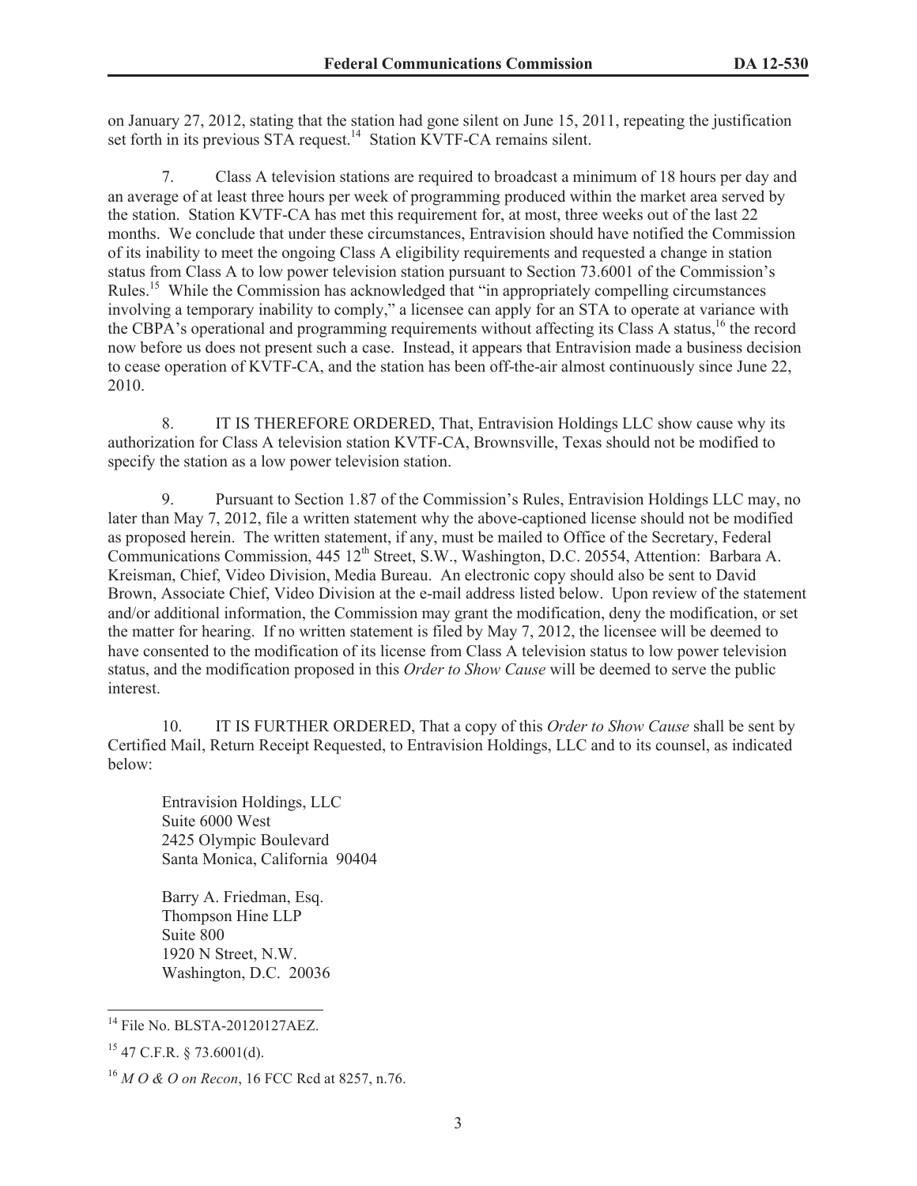on January 27, 2012, stating that the station had gone silent on June 15, 2011, repeating the justification set forth in its previous STA request.[14] Station KVTF-CA remains silent.

7. Class A television stations are required to broadcast a minimum of 18 hours per day and an average of at least three hours per week of programming produced within the market area served by the station. Station KVTF-CA has met this requirement for, at most, three weeks out of the last 22 months. We conclude that under these circumstances, Entravision should have notified the Commission of its inability to meet the ongoing Class A eligibility requirements and requested a change in station status from Class A to low power television station pursuant to Section 73.6001 of the Commission's Rules.[15] While the Commission has acknowledged that "in appropriately compelling circumstances involving a temporary inability to comply," a licensee can apply for an STA to operate at variance with the CBPA's operational and programming requirements without affecting its Class A status,[16] the record now before us does not present such a case. Instead, it appears that Entravision made a business decision to cease operation of KVTF-CA, and the station has been off-the-air almost continuously since June 22, 2010.

8. IT IS THEREFORE ORDERED, That, Entravision Holdings LLC show cause why its authorization for Class A television station KVTF-CA, Brownsville, Texas should not be modified to specify the station as a low power television station.

9. Pursuant to Section 1.87 of the Commission's Rules, Entravision Holdings LLC may, no later than May 7, 2012, file a written statement why the above-captioned license should not be modified as proposed herein. The written statement, if any, must be mailed to Office of the Secretary, Federal Communications Commission, 445 12th Street, S.W., Washington, D.C. 20554, Attention: Barbara A. Kreisman, Chief, Video Division, Media Bureau. An electronic copy should also be sent to David Brown, Associate Chief, Video Division at the e-mail address listed below. Upon review of the statement and/or additional information, the Commission may grant the modification, deny the modification, or set the matter for hearing. If no written statement is filed by May 7, 2012, the licensee will be deemed to have consented to the modification of its license from Class A television status to low power television status, and the modification proposed in this *Order to Show Cause* will be deemed to serve the public interest.

10. IT IS FURTHER ORDERED, That a copy of this *Order to Show Cause* shall be sent by Certified Mail, Return Receipt Requested, to Entravision Holdings, LLC and to its counsel, as indicated below:

Entravision Holdings, LLC
Suite 6000 West
2425 Olympic Boulevard
Santa Monica, California 90404

Barry A. Friedman, Esq.
Thompson Hine LLP
Suite 800
1920 N Street, N.W.
Washington, D.C. 20036

---

[14] File No. BLSTA-20120127AEZ.

[15] 47 C.F.R. § 73.6001(d).

[16] *M O & O on Recon*, 16 FCC Rcd at 8257, n.76.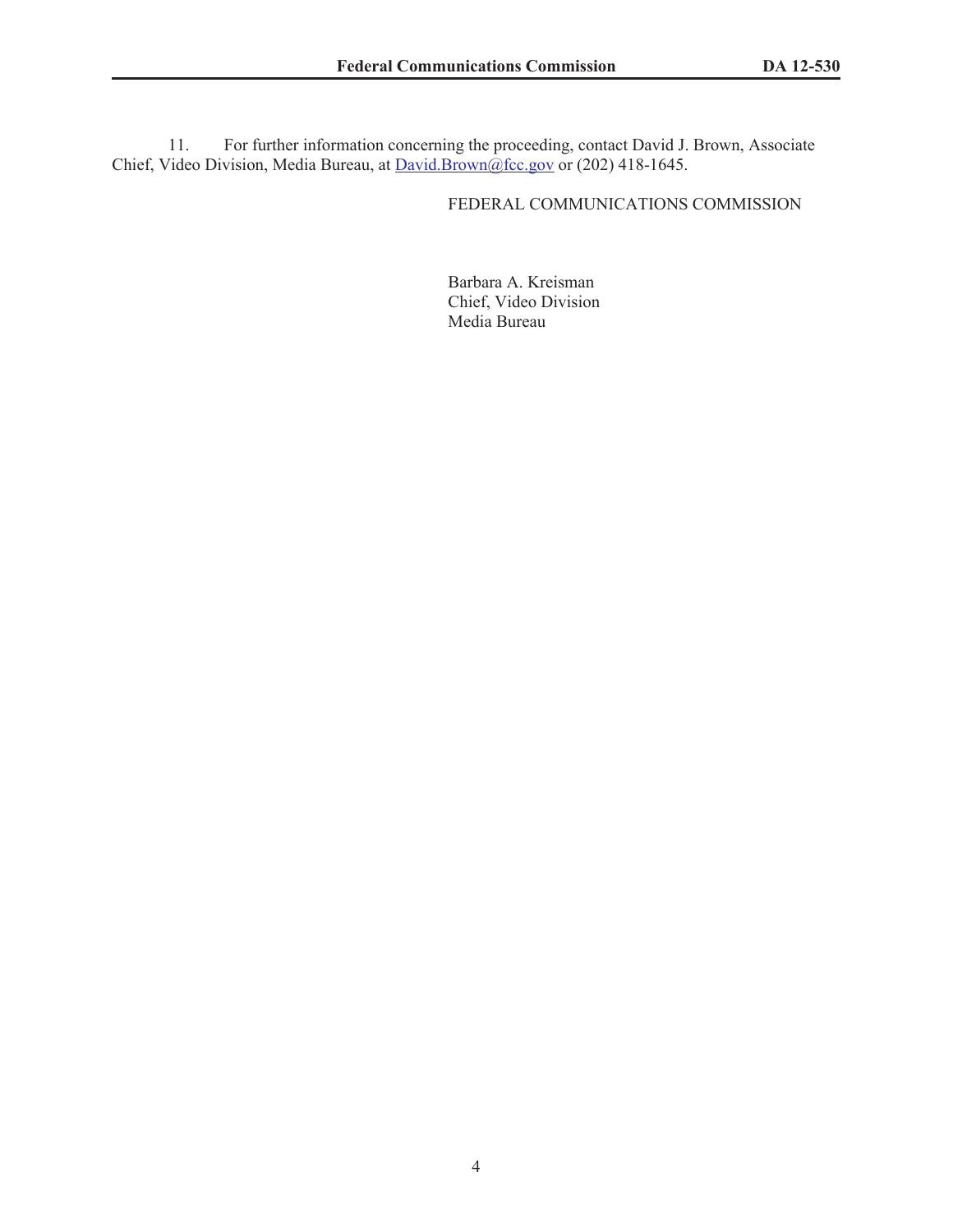11. For further information concerning the proceeding, contact David J. Brown, Associate Chief, Video Division, Media Bureau, at David.Brown@fcc.gov or (202) 418-1645.

FEDERAL COMMUNICATIONS COMMISSION

Barbara A. Kreisman
Chief, Video Division
Media Bureau